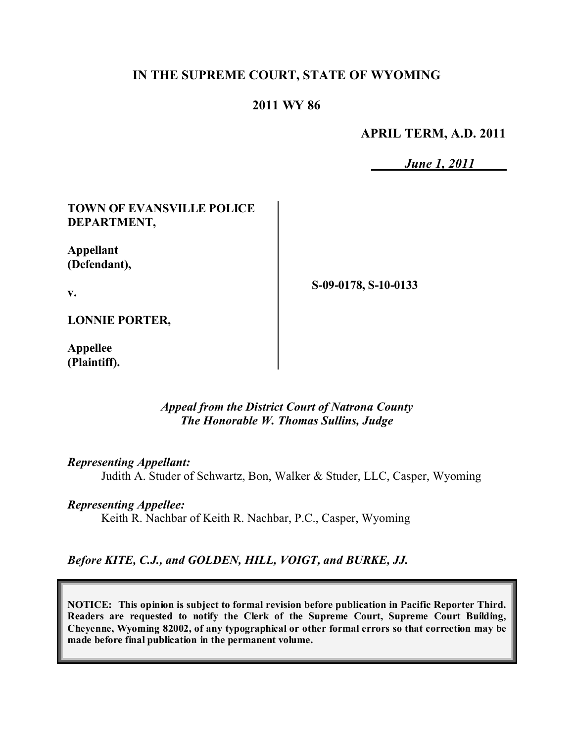**IN THE SUPREME COURT, STATE OF WYOMING**

**2011 WY 86**

**APRIL TERM, A.D. 2011**

***June 1, 2011***

**TOWN OF EVANSVILLE POLICE DEPARTMENT,**

**Appellant (Defendant),**

**v.**

**LONNIE PORTER,**

**Appellee (Plaintiff).**

**S-09-0178, S-10-0133**

*Appeal from the District Court of Natrona County*
*The Honorable W. Thomas Sullins, Judge*

***Representing Appellant:***
Judith A. Studer of Schwartz, Bon, Walker & Studer, LLC, Casper, Wyoming

***Representing Appellee:***
Keith R. Nachbar of Keith R. Nachbar, P.C., Casper, Wyoming

***Before KITE, C.J., and GOLDEN, HILL, VOIGT, and BURKE, JJ.***

**NOTICE: This opinion is subject to formal revision before publication in Pacific Reporter Third. Readers are requested to notify the Clerk of the Supreme Court, Supreme Court Building, Cheyenne, Wyoming 82002, of any typographical or other formal errors so that correction may be made before final publication in the permanent volume.**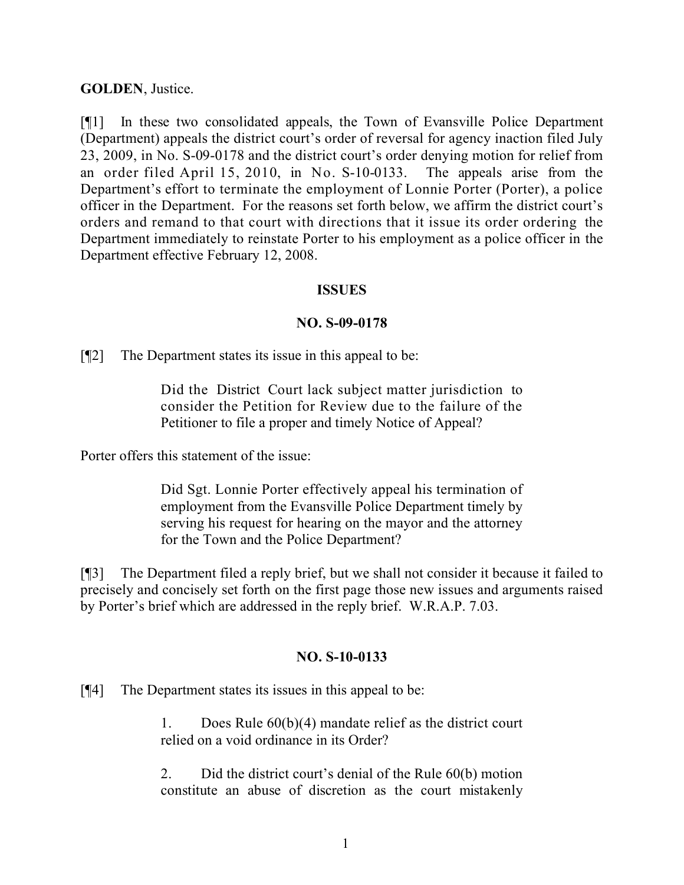**GOLDEN**, Justice.

[¶1] In these two consolidated appeals, the Town of Evansville Police Department (Department) appeals the district court's order of reversal for agency inaction filed July 23, 2009, in No. S-09-0178 and the district court's order denying motion for relief from an order filed April 15, 2010, in No. S-10-0133. The appeals arise from the Department's effort to terminate the employment of Lonnie Porter (Porter), a police officer in the Department. For the reasons set forth below, we affirm the district court's orders and remand to that court with directions that it issue its order ordering the Department immediately to reinstate Porter to his employment as a police officer in the Department effective February 12, 2008.

## ISSUES

### NO. S-09-0178

[¶2] The Department states its issue in this appeal to be:

> Did the District Court lack subject matter jurisdiction to consider the Petition for Review due to the failure of the Petitioner to file a proper and timely Notice of Appeal?

Porter offers this statement of the issue:

> Did Sgt. Lonnie Porter effectively appeal his termination of employment from the Evansville Police Department timely by serving his request for hearing on the mayor and the attorney for the Town and the Police Department?

[¶3] The Department filed a reply brief, but we shall not consider it because it failed to precisely and concisely set forth on the first page those new issues and arguments raised by Porter's brief which are addressed in the reply brief. W.R.A.P. 7.03.

### NO. S-10-0133

[¶4] The Department states its issues in this appeal to be:

> 1. Does Rule 60(b)(4) mandate relief as the district court relied on a void ordinance in its Order?
>
> 2. Did the district court's denial of the Rule 60(b) motion constitute an abuse of discretion as the court mistakenly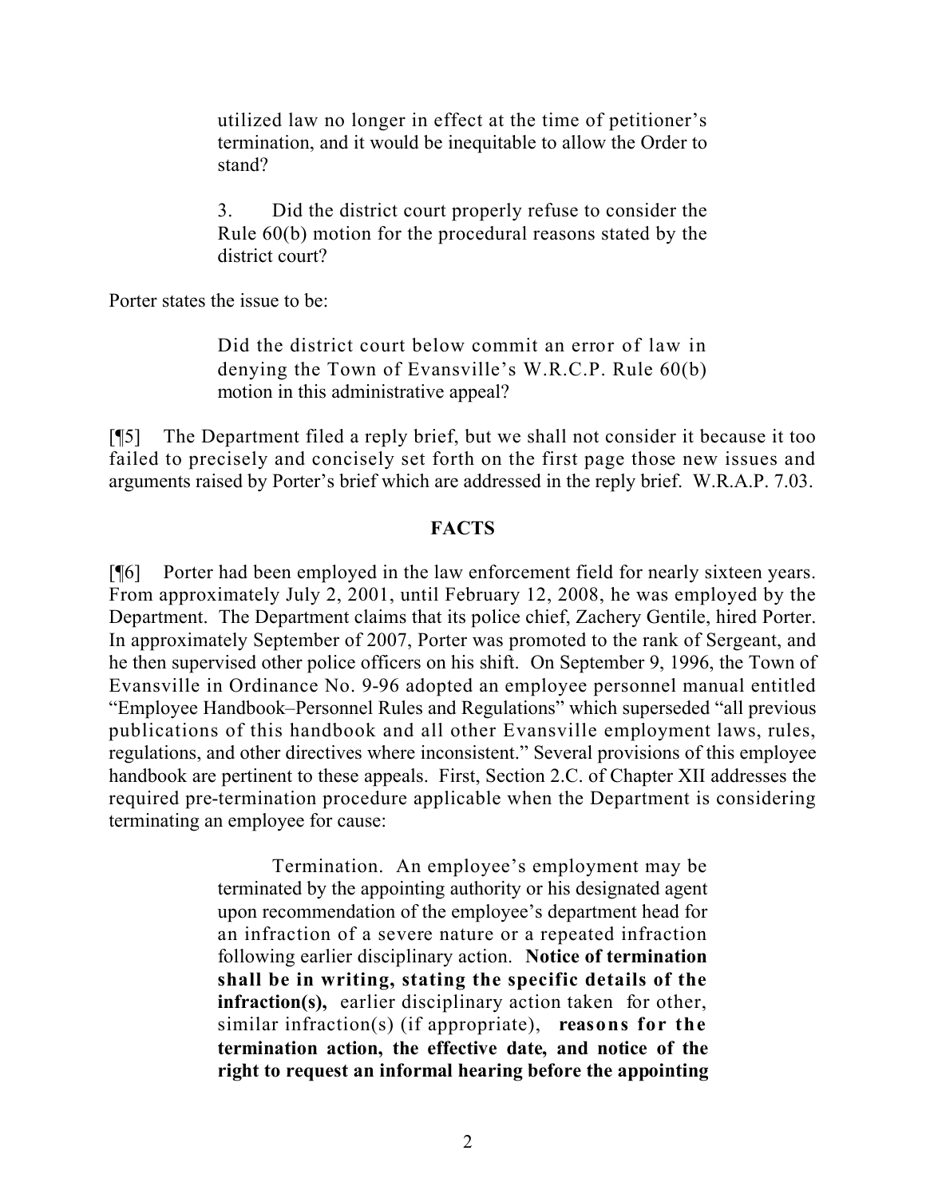> utilized law no longer in effect at the time of petitioner's termination, and it would be inequitable to allow the Order to stand?
>
> 3. Did the district court properly refuse to consider the Rule 60(b) motion for the procedural reasons stated by the district court?

Porter states the issue to be:

> Did the district court below commit an error of law in denying the Town of Evansville's W.R.C.P. Rule 60(b) motion in this administrative appeal?

[¶5] The Department filed a reply brief, but we shall not consider it because it too failed to precisely and concisely set forth on the first page those new issues and arguments raised by Porter's brief which are addressed in the reply brief. W.R.A.P. 7.03.

## FACTS

[¶6] Porter had been employed in the law enforcement field for nearly sixteen years. From approximately July 2, 2001, until February 12, 2008, he was employed by the Department. The Department claims that its police chief, Zachery Gentile, hired Porter. In approximately September of 2007, Porter was promoted to the rank of Sergeant, and he then supervised other police officers on his shift. On September 9, 1996, the Town of Evansville in Ordinance No. 9-96 adopted an employee personnel manual entitled "Employee Handbook–Personnel Rules and Regulations" which superseded "all previous publications of this handbook and all other Evansville employment laws, rules, regulations, and other directives where inconsistent." Several provisions of this employee handbook are pertinent to these appeals. First, Section 2.C. of Chapter XII addresses the required pre-termination procedure applicable when the Department is considering terminating an employee for cause:

> Termination. An employee's employment may be terminated by the appointing authority or his designated agent upon recommendation of the employee's department head for an infraction of a severe nature or a repeated infraction following earlier disciplinary action. **Notice of termination shall be in writing, stating the specific details of the infraction(s),** earlier disciplinary action taken for other, similar infraction(s) (if appropriate), **reasons for the termination action, the effective date, and notice of the right to request an informal hearing before the appointing**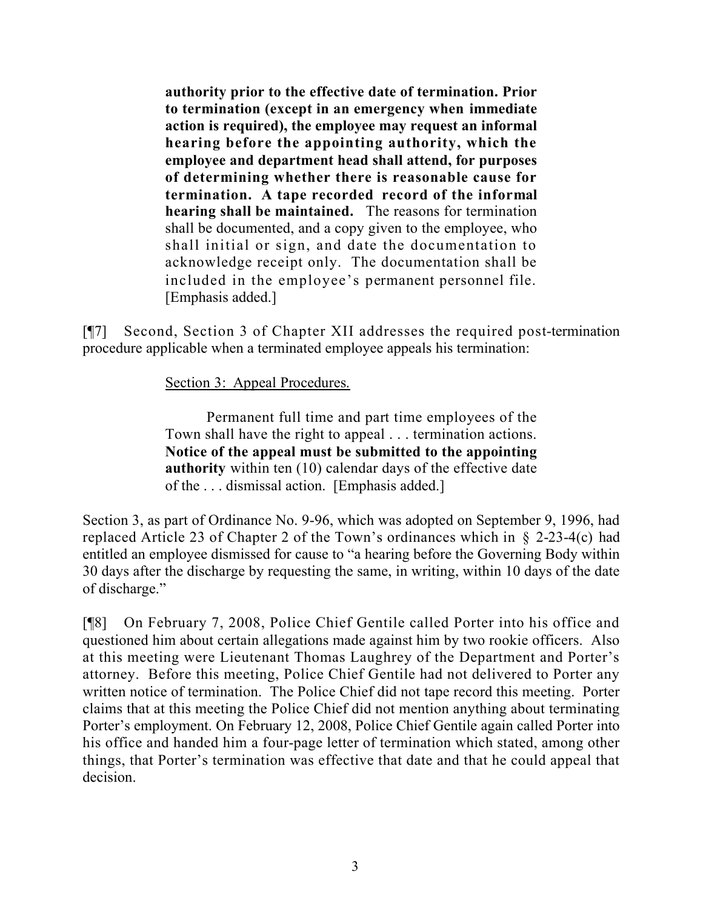> **authority prior to the effective date of termination. Prior to termination (except in an emergency when immediate action is required), the employee may request an informal hearing before the appointing authority, which the employee and department head shall attend, for purposes of determining whether there is reasonable cause for termination. A tape recorded record of the informal hearing shall be maintained.** The reasons for termination shall be documented, and a copy given to the employee, who shall initial or sign, and date the documentation to acknowledge receipt only. The documentation shall be included in the employee's permanent personnel file. [Emphasis added.]

[¶7] Second, Section 3 of Chapter XII addresses the required post-termination procedure applicable when a terminated employee appeals his termination:

> Section 3: Appeal Procedures.
>
> Permanent full time and part time employees of the Town shall have the right to appeal . . . termination actions. **Notice of the appeal must be submitted to the appointing authority** within ten (10) calendar days of the effective date of the . . . dismissal action. [Emphasis added.]

Section 3, as part of Ordinance No. 9-96, which was adopted on September 9, 1996, had replaced Article 23 of Chapter 2 of the Town's ordinances which in § 2-23-4(c) had entitled an employee dismissed for cause to "a hearing before the Governing Body within 30 days after the discharge by requesting the same, in writing, within 10 days of the date of discharge."

[¶8] On February 7, 2008, Police Chief Gentile called Porter into his office and questioned him about certain allegations made against him by two rookie officers. Also at this meeting were Lieutenant Thomas Laughrey of the Department and Porter's attorney. Before this meeting, Police Chief Gentile had not delivered to Porter any written notice of termination. The Police Chief did not tape record this meeting. Porter claims that at this meeting the Police Chief did not mention anything about terminating Porter's employment. On February 12, 2008, Police Chief Gentile again called Porter into his office and handed him a four-page letter of termination which stated, among other things, that Porter's termination was effective that date and that he could appeal that decision.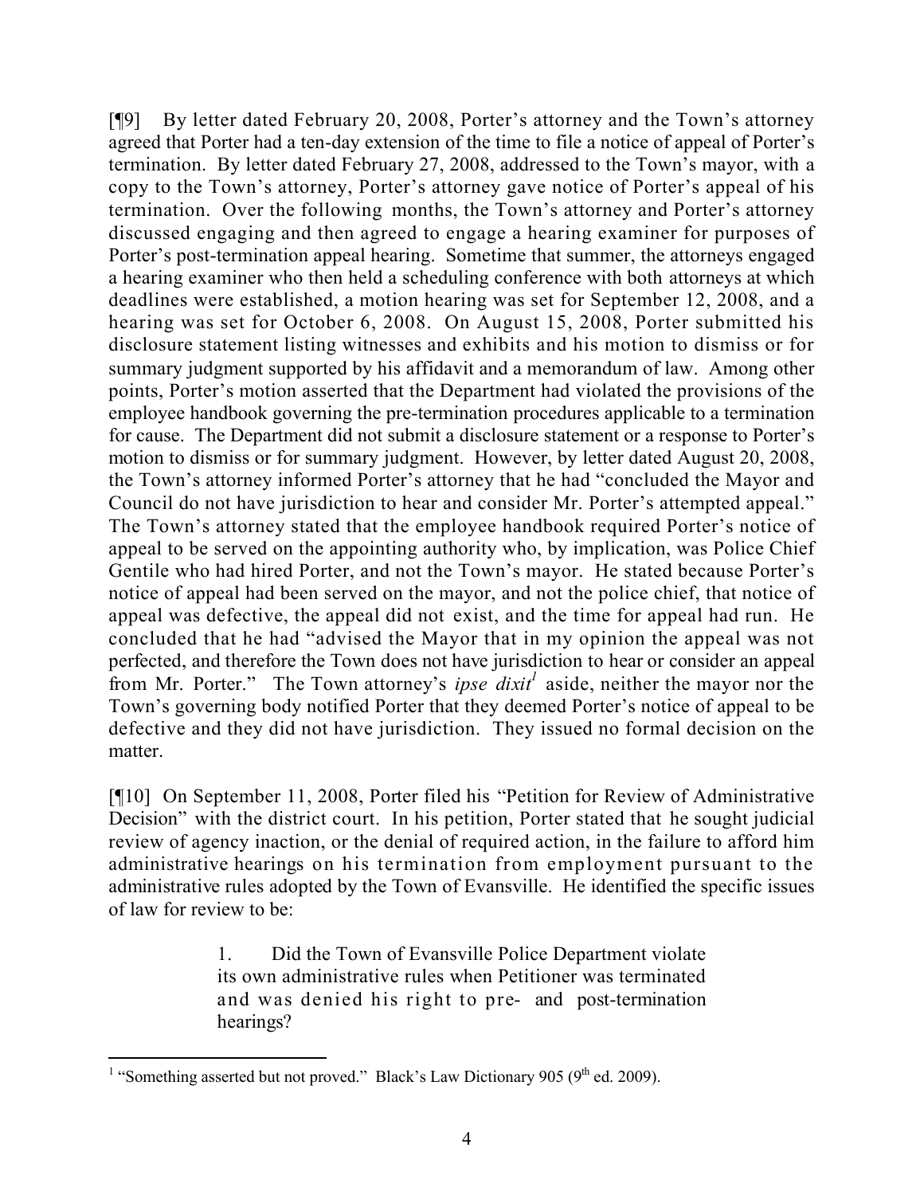[¶9] By letter dated February 20, 2008, Porter's attorney and the Town's attorney agreed that Porter had a ten-day extension of the time to file a notice of appeal of Porter's termination. By letter dated February 27, 2008, addressed to the Town's mayor, with a copy to the Town's attorney, Porter's attorney gave notice of Porter's appeal of his termination. Over the following months, the Town's attorney and Porter's attorney discussed engaging and then agreed to engage a hearing examiner for purposes of Porter's post-termination appeal hearing. Sometime that summer, the attorneys engaged a hearing examiner who then held a scheduling conference with both attorneys at which deadlines were established, a motion hearing was set for September 12, 2008, and a hearing was set for October 6, 2008. On August 15, 2008, Porter submitted his disclosure statement listing witnesses and exhibits and his motion to dismiss or for summary judgment supported by his affidavit and a memorandum of law. Among other points, Porter's motion asserted that the Department had violated the provisions of the employee handbook governing the pre-termination procedures applicable to a termination for cause. The Department did not submit a disclosure statement or a response to Porter's motion to dismiss or for summary judgment. However, by letter dated August 20, 2008, the Town's attorney informed Porter's attorney that he had "concluded the Mayor and Council do not have jurisdiction to hear and consider Mr. Porter's attempted appeal." The Town's attorney stated that the employee handbook required Porter's notice of appeal to be served on the appointing authority who, by implication, was Police Chief Gentile who had hired Porter, and not the Town's mayor. He stated because Porter's notice of appeal had been served on the mayor, and not the police chief, that notice of appeal was defective, the appeal did not exist, and the time for appeal had run. He concluded that he had "advised the Mayor that in my opinion the appeal was not perfected, and therefore the Town does not have jurisdiction to hear or consider an appeal from Mr. Porter." The Town attorney's *ipse dixit*[1] aside, neither the mayor nor the Town's governing body notified Porter that they deemed Porter's notice of appeal to be defective and they did not have jurisdiction. They issued no formal decision on the matter.

[¶10] On September 11, 2008, Porter filed his "Petition for Review of Administrative Decision" with the district court. In his petition, Porter stated that he sought judicial review of agency inaction, or the denial of required action, in the failure to afford him administrative hearings on his termination from employment pursuant to the administrative rules adopted by the Town of Evansville. He identified the specific issues of law for review to be:

> 1. Did the Town of Evansville Police Department violate its own administrative rules when Petitioner was terminated and was denied his right to pre- and post-termination hearings?

---

[1] "Something asserted but not proved." Black's Law Dictionary 905 (9th ed. 2009).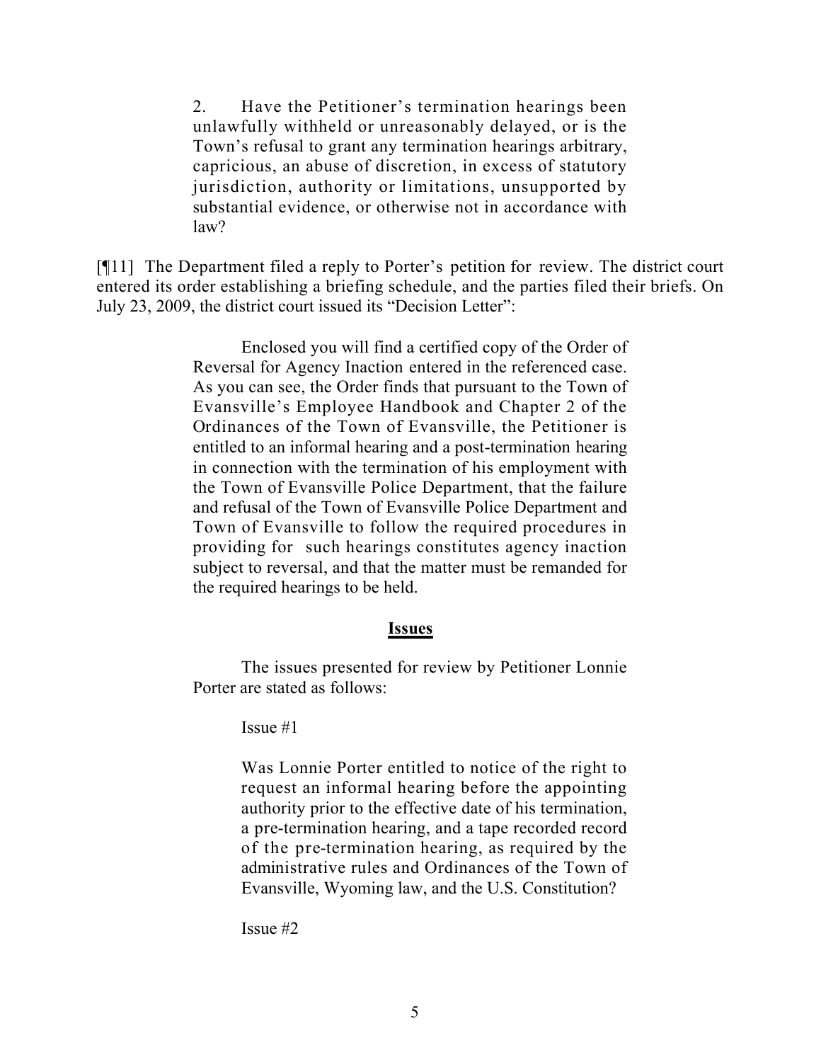> 2. Have the Petitioner's termination hearings been unlawfully withheld or unreasonably delayed, or is the Town's refusal to grant any termination hearings arbitrary, capricious, an abuse of discretion, in excess of statutory jurisdiction, authority or limitations, unsupported by substantial evidence, or otherwise not in accordance with law?

[¶11] The Department filed a reply to Porter's petition for review. The district court entered its order establishing a briefing schedule, and the parties filed their briefs. On July 23, 2009, the district court issued its "Decision Letter":

> Enclosed you will find a certified copy of the Order of Reversal for Agency Inaction entered in the referenced case. As you can see, the Order finds that pursuant to the Town of Evansville's Employee Handbook and Chapter 2 of the Ordinances of the Town of Evansville, the Petitioner is entitled to an informal hearing and a post-termination hearing in connection with the termination of his employment with the Town of Evansville Police Department, that the failure and refusal of the Town of Evansville Police Department and Town of Evansville to follow the required procedures in providing for such hearings constitutes agency inaction subject to reversal, and that the matter must be remanded for the required hearings to be held.

## Issues

The issues presented for review by Petitioner Lonnie Porter are stated as follows:

> Issue #1
>
> Was Lonnie Porter entitled to notice of the right to request an informal hearing before the appointing authority prior to the effective date of his termination, a pre-termination hearing, and a tape recorded record of the pre-termination hearing, as required by the administrative rules and Ordinances of the Town of Evansville, Wyoming law, and the U.S. Constitution?
>
> Issue #2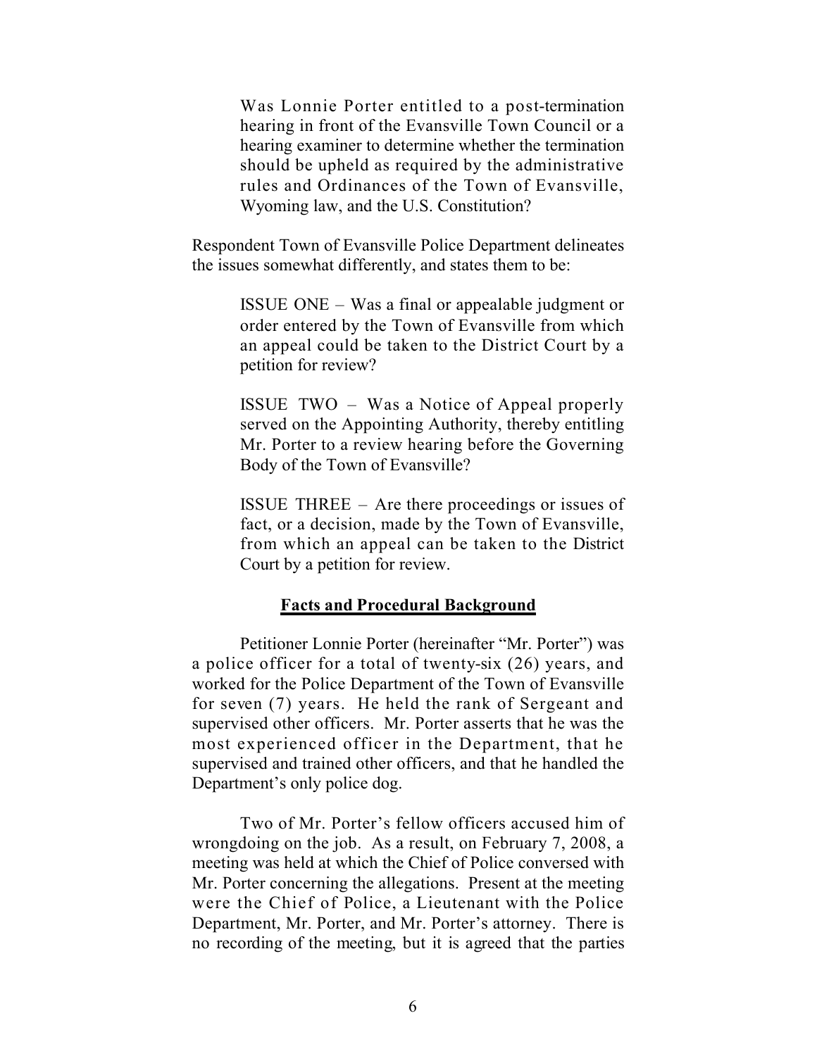> Was Lonnie Porter entitled to a post-termination hearing in front of the Evansville Town Council or a hearing examiner to determine whether the termination should be upheld as required by the administrative rules and Ordinances of the Town of Evansville, Wyoming law, and the U.S. Constitution?

Respondent Town of Evansville Police Department delineates the issues somewhat differently, and states them to be:

> ISSUE ONE – Was a final or appealable judgment or order entered by the Town of Evansville from which an appeal could be taken to the District Court by a petition for review?
>
> ISSUE TWO – Was a Notice of Appeal properly served on the Appointing Authority, thereby entitling Mr. Porter to a review hearing before the Governing Body of the Town of Evansville?
>
> ISSUE THREE – Are there proceedings or issues of fact, or a decision, made by the Town of Evansville, from which an appeal can be taken to the District Court by a petition for review.

## **Facts and Procedural Background**

Petitioner Lonnie Porter (hereinafter "Mr. Porter") was a police officer for a total of twenty-six (26) years, and worked for the Police Department of the Town of Evansville for seven (7) years. He held the rank of Sergeant and supervised other officers. Mr. Porter asserts that he was the most experienced officer in the Department, that he supervised and trained other officers, and that he handled the Department's only police dog.

Two of Mr. Porter's fellow officers accused him of wrongdoing on the job. As a result, on February 7, 2008, a meeting was held at which the Chief of Police conversed with Mr. Porter concerning the allegations. Present at the meeting were the Chief of Police, a Lieutenant with the Police Department, Mr. Porter, and Mr. Porter's attorney. There is no recording of the meeting, but it is agreed that the parties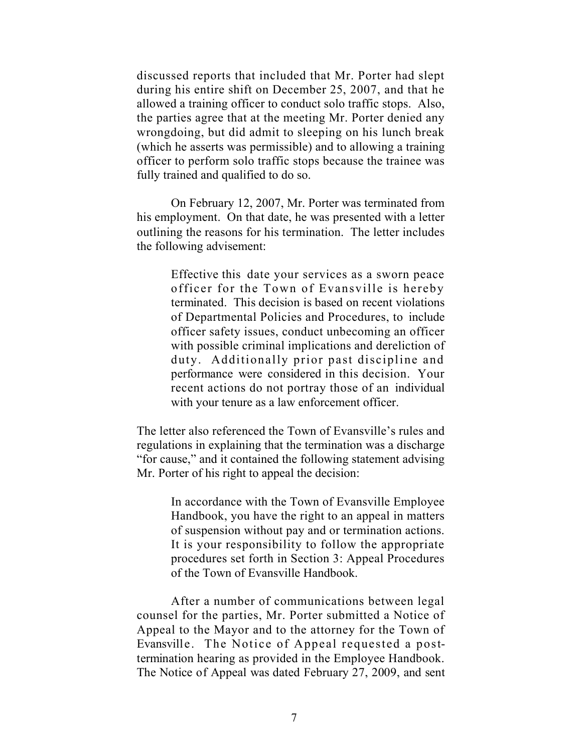discussed reports that included that Mr. Porter had slept during his entire shift on December 25, 2007, and that he allowed a training officer to conduct solo traffic stops. Also, the parties agree that at the meeting Mr. Porter denied any wrongdoing, but did admit to sleeping on his lunch break (which he asserts was permissible) and to allowing a training officer to perform solo traffic stops because the trainee was fully trained and qualified to do so.

On February 12, 2007, Mr. Porter was terminated from his employment. On that date, he was presented with a letter outlining the reasons for his termination. The letter includes the following advisement:

> Effective this date your services as a sworn peace officer for the Town of Evansville is hereby terminated. This decision is based on recent violations of Departmental Policies and Procedures, to include officer safety issues, conduct unbecoming an officer with possible criminal implications and dereliction of duty. Additionally prior past discipline and performance were considered in this decision. Your recent actions do not portray those of an individual with your tenure as a law enforcement officer.

The letter also referenced the Town of Evansville's rules and regulations in explaining that the termination was a discharge "for cause," and it contained the following statement advising Mr. Porter of his right to appeal the decision:

> In accordance with the Town of Evansville Employee Handbook, you have the right to an appeal in matters of suspension without pay and or termination actions. It is your responsibility to follow the appropriate procedures set forth in Section 3: Appeal Procedures of the Town of Evansville Handbook.

After a number of communications between legal counsel for the parties, Mr. Porter submitted a Notice of Appeal to the Mayor and to the attorney for the Town of Evansville. The Notice of Appeal requested a post-termination hearing as provided in the Employee Handbook. The Notice of Appeal was dated February 27, 2009, and sent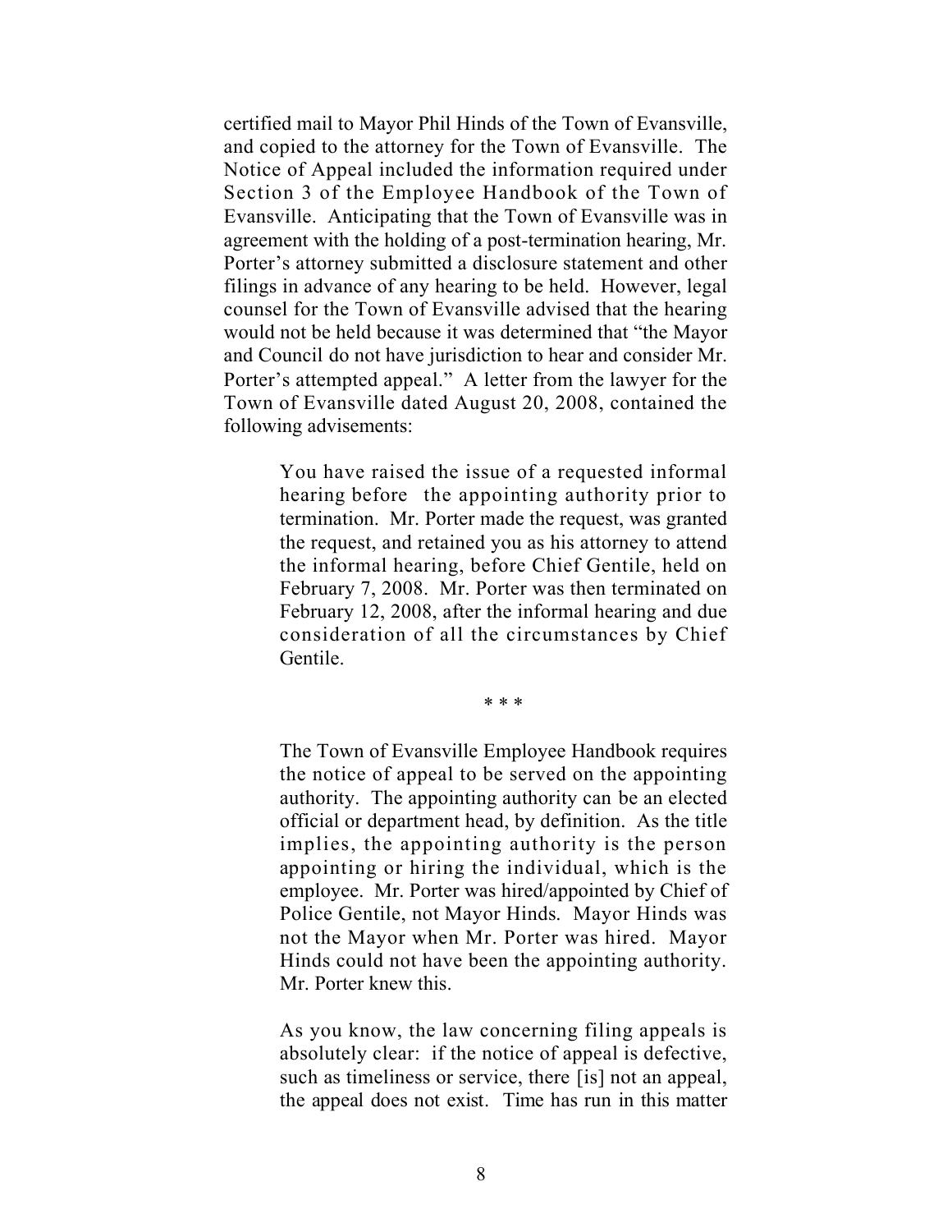certified mail to Mayor Phil Hinds of the Town of Evansville, and copied to the attorney for the Town of Evansville. The Notice of Appeal included the information required under Section 3 of the Employee Handbook of the Town of Evansville. Anticipating that the Town of Evansville was in agreement with the holding of a post-termination hearing, Mr. Porter's attorney submitted a disclosure statement and other filings in advance of any hearing to be held. However, legal counsel for the Town of Evansville advised that the hearing would not be held because it was determined that "the Mayor and Council do not have jurisdiction to hear and consider Mr. Porter's attempted appeal." A letter from the lawyer for the Town of Evansville dated August 20, 2008, contained the following advisements:

> You have raised the issue of a requested informal hearing before the appointing authority prior to termination. Mr. Porter made the request, was granted the request, and retained you as his attorney to attend the informal hearing, before Chief Gentile, held on February 7, 2008. Mr. Porter was then terminated on February 12, 2008, after the informal hearing and due consideration of all the circumstances by Chief Gentile.
>
> \* \* \*
>
> The Town of Evansville Employee Handbook requires the notice of appeal to be served on the appointing authority. The appointing authority can be an elected official or department head, by definition. As the title implies, the appointing authority is the person appointing or hiring the individual, which is the employee. Mr. Porter was hired/appointed by Chief of Police Gentile, not Mayor Hinds. Mayor Hinds was not the Mayor when Mr. Porter was hired. Mayor Hinds could not have been the appointing authority. Mr. Porter knew this.
>
> As you know, the law concerning filing appeals is absolutely clear: if the notice of appeal is defective, such as timeliness or service, there [is] not an appeal, the appeal does not exist. Time has run in this matter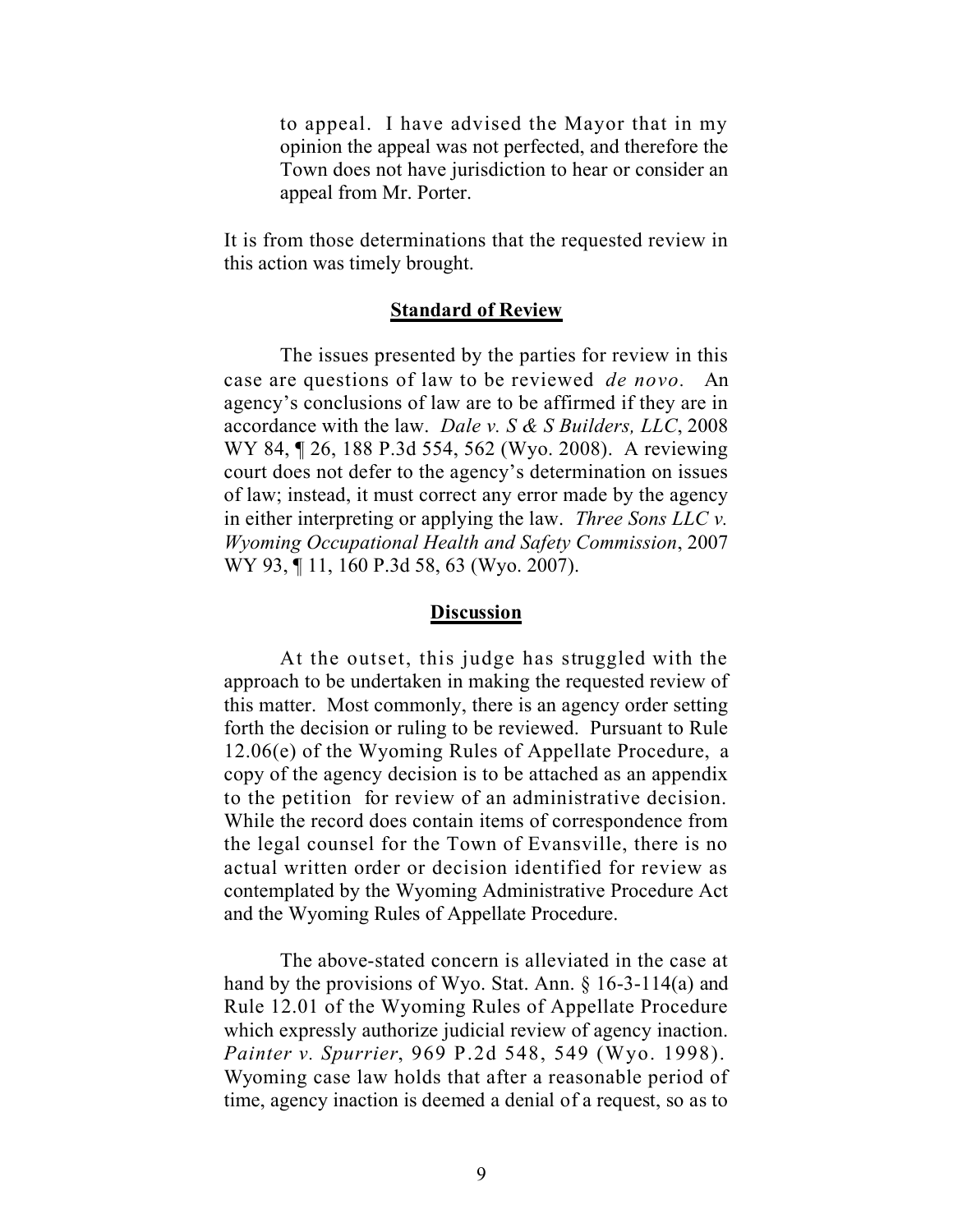> to appeal. I have advised the Mayor that in my opinion the appeal was not perfected, and therefore the Town does not have jurisdiction to hear or consider an appeal from Mr. Porter.

It is from those determinations that the requested review in this action was timely brought.

## **Standard of Review**

The issues presented by the parties for review in this case are questions of law to be reviewed *de novo*. An agency's conclusions of law are to be affirmed if they are in accordance with the law. *Dale v. S & S Builders, LLC*, 2008 WY 84, ¶ 26, 188 P.3d 554, 562 (Wyo. 2008). A reviewing court does not defer to the agency's determination on issues of law; instead, it must correct any error made by the agency in either interpreting or applying the law. *Three Sons LLC v. Wyoming Occupational Health and Safety Commission*, 2007 WY 93, ¶ 11, 160 P.3d 58, 63 (Wyo. 2007).

## **Discussion**

At the outset, this judge has struggled with the approach to be undertaken in making the requested review of this matter. Most commonly, there is an agency order setting forth the decision or ruling to be reviewed. Pursuant to Rule 12.06(e) of the Wyoming Rules of Appellate Procedure, a copy of the agency decision is to be attached as an appendix to the petition for review of an administrative decision. While the record does contain items of correspondence from the legal counsel for the Town of Evansville, there is no actual written order or decision identified for review as contemplated by the Wyoming Administrative Procedure Act and the Wyoming Rules of Appellate Procedure.

The above-stated concern is alleviated in the case at hand by the provisions of Wyo. Stat. Ann. § 16-3-114(a) and Rule 12.01 of the Wyoming Rules of Appellate Procedure which expressly authorize judicial review of agency inaction. *Painter v. Spurrier*, 969 P.2d 548, 549 (Wyo. 1998). Wyoming case law holds that after a reasonable period of time, agency inaction is deemed a denial of a request, so as to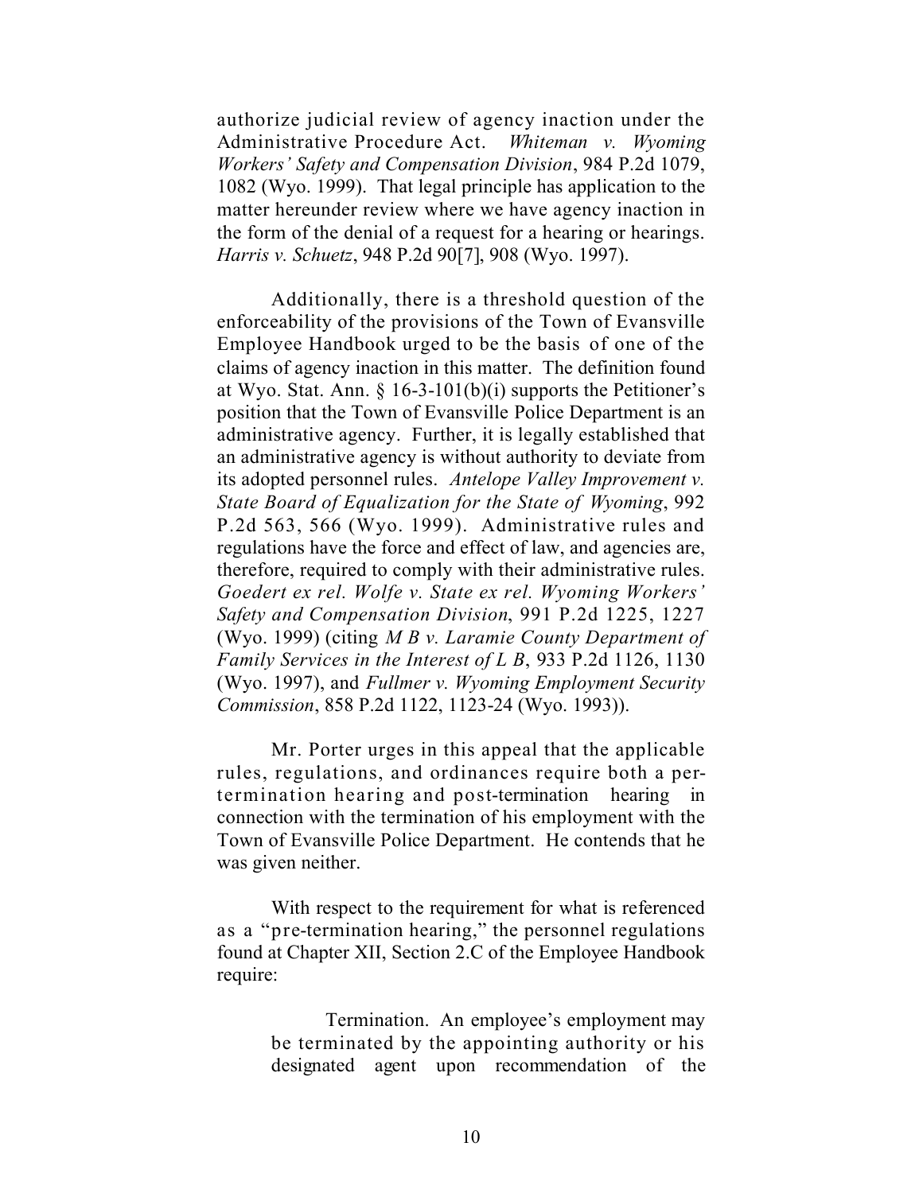authorize judicial review of agency inaction under the Administrative Procedure Act. *Whiteman v. Wyoming Workers' Safety and Compensation Division*, 984 P.2d 1079, 1082 (Wyo. 1999). That legal principle has application to the matter hereunder review where we have agency inaction in the form of the denial of a request for a hearing or hearings. *Harris v. Schuetz*, 948 P.2d 90[7], 908 (Wyo. 1997).

Additionally, there is a threshold question of the enforceability of the provisions of the Town of Evansville Employee Handbook urged to be the basis of one of the claims of agency inaction in this matter. The definition found at Wyo. Stat. Ann. § 16-3-101(b)(i) supports the Petitioner's position that the Town of Evansville Police Department is an administrative agency. Further, it is legally established that an administrative agency is without authority to deviate from its adopted personnel rules. *Antelope Valley Improvement v. State Board of Equalization for the State of Wyoming*, 992 P.2d 563, 566 (Wyo. 1999). Administrative rules and regulations have the force and effect of law, and agencies are, therefore, required to comply with their administrative rules. *Goedert ex rel. Wolfe v. State ex rel. Wyoming Workers' Safety and Compensation Division*, 991 P.2d 1225, 1227 (Wyo. 1999) (citing *M B v. Laramie County Department of Family Services in the Interest of L B*, 933 P.2d 1126, 1130 (Wyo. 1997), and *Fullmer v. Wyoming Employment Security Commission*, 858 P.2d 1122, 1123-24 (Wyo. 1993)).

Mr. Porter urges in this appeal that the applicable rules, regulations, and ordinances require both a per-termination hearing and post-termination hearing in connection with the termination of his employment with the Town of Evansville Police Department. He contends that he was given neither.

With respect to the requirement for what is referenced as a "pre-termination hearing," the personnel regulations found at Chapter XII, Section 2.C of the Employee Handbook require:

> Termination. An employee's employment may be terminated by the appointing authority or his designated agent upon recommendation of the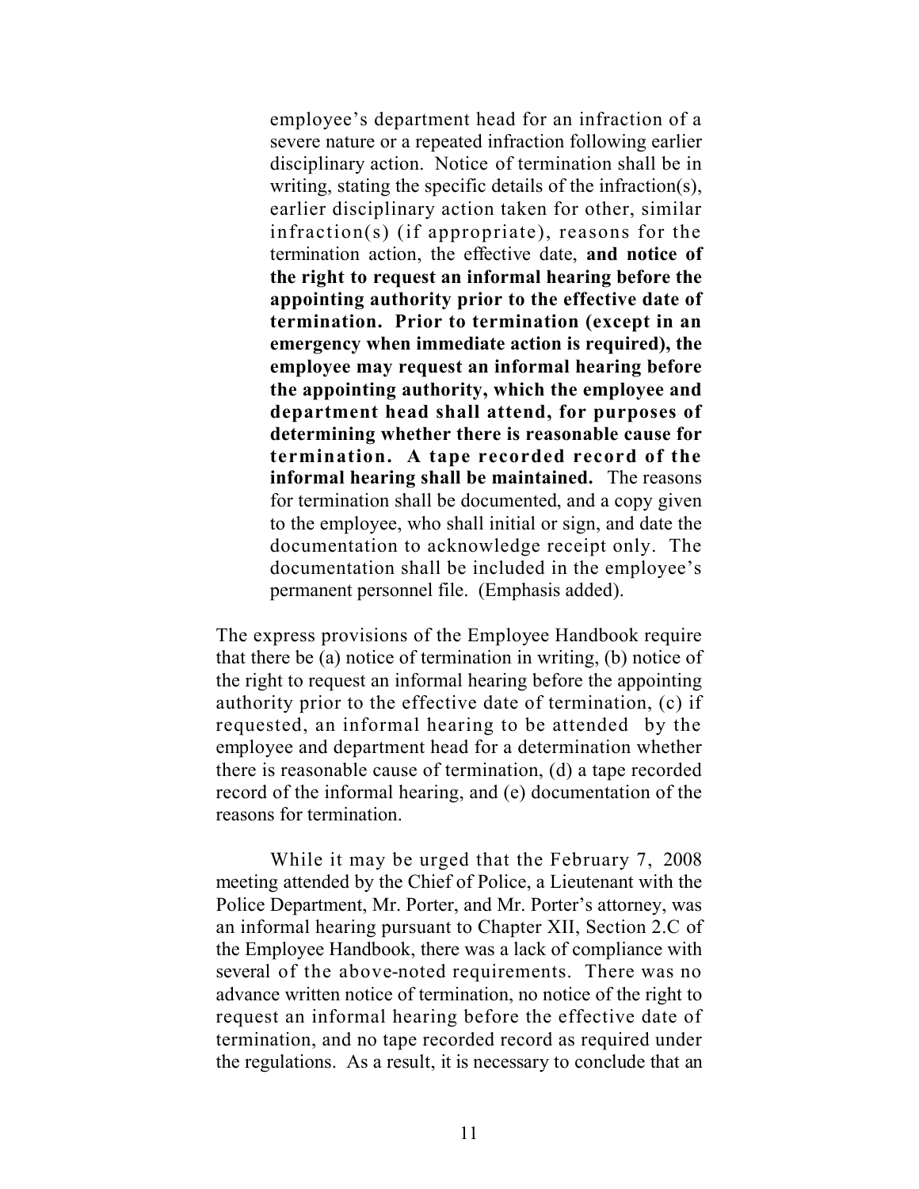> employee's department head for an infraction of a severe nature or a repeated infraction following earlier disciplinary action. Notice of termination shall be in writing, stating the specific details of the infraction(s), earlier disciplinary action taken for other, similar infraction(s) (if appropriate), reasons for the termination action, the effective date, **and notice of the right to request an informal hearing before the appointing authority prior to the effective date of termination. Prior to termination (except in an emergency when immediate action is required), the employee may request an informal hearing before the appointing authority, which the employee and department head shall attend, for purposes of determining whether there is reasonable cause for termination. A tape recorded record of the informal hearing shall be maintained.** The reasons for termination shall be documented, and a copy given to the employee, who shall initial or sign, and date the documentation to acknowledge receipt only. The documentation shall be included in the employee's permanent personnel file. (Emphasis added).

The express provisions of the Employee Handbook require that there be (a) notice of termination in writing, (b) notice of the right to request an informal hearing before the appointing authority prior to the effective date of termination, (c) if requested, an informal hearing to be attended by the employee and department head for a determination whether there is reasonable cause of termination, (d) a tape recorded record of the informal hearing, and (e) documentation of the reasons for termination.

While it may be urged that the February 7, 2008 meeting attended by the Chief of Police, a Lieutenant with the Police Department, Mr. Porter, and Mr. Porter's attorney, was an informal hearing pursuant to Chapter XII, Section 2.C of the Employee Handbook, there was a lack of compliance with several of the above-noted requirements. There was no advance written notice of termination, no notice of the right to request an informal hearing before the effective date of termination, and no tape recorded record as required under the regulations. As a result, it is necessary to conclude that an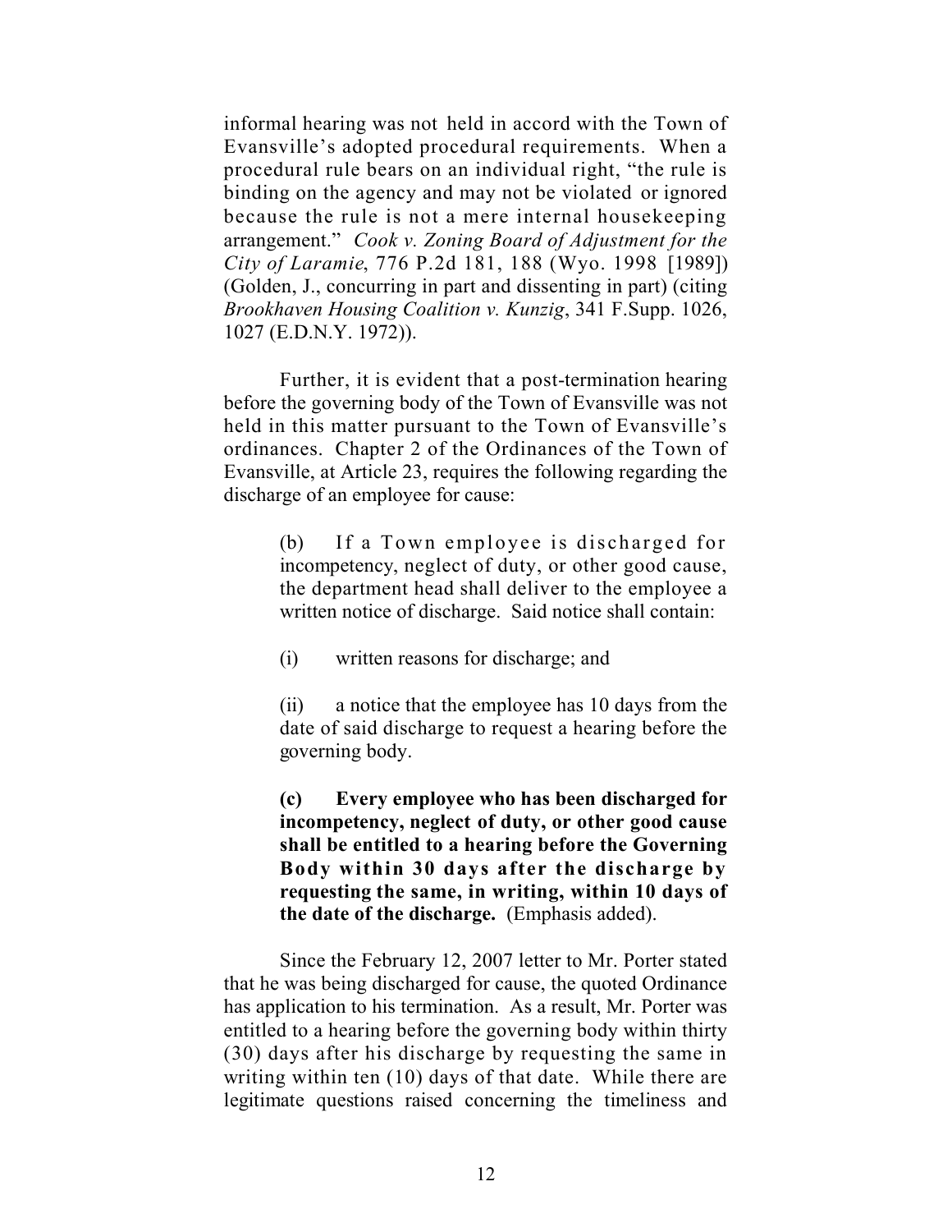informal hearing was not held in accord with the Town of Evansville's adopted procedural requirements. When a procedural rule bears on an individual right, "the rule is binding on the agency and may not be violated or ignored because the rule is not a mere internal housekeeping arrangement." *Cook v. Zoning Board of Adjustment for the City of Laramie*, 776 P.2d 181, 188 (Wyo. 1998 [1989]) (Golden, J., concurring in part and dissenting in part) (citing *Brookhaven Housing Coalition v. Kunzig*, 341 F.Supp. 1026, 1027 (E.D.N.Y. 1972)).

Further, it is evident that a post-termination hearing before the governing body of the Town of Evansville was not held in this matter pursuant to the Town of Evansville's ordinances. Chapter 2 of the Ordinances of the Town of Evansville, at Article 23, requires the following regarding the discharge of an employee for cause:

> (b) If a Town employee is discharged for incompetency, neglect of duty, or other good cause, the department head shall deliver to the employee a written notice of discharge. Said notice shall contain:
>
> (i) written reasons for discharge; and
>
> (ii) a notice that the employee has 10 days from the date of said discharge to request a hearing before the governing body.
>
> **(c) Every employee who has been discharged for incompetency, neglect of duty, or other good cause shall be entitled to a hearing before the Governing Body within 30 days after the discharge by requesting the same, in writing, within 10 days of the date of the discharge.** (Emphasis added).

Since the February 12, 2007 letter to Mr. Porter stated that he was being discharged for cause, the quoted Ordinance has application to his termination. As a result, Mr. Porter was entitled to a hearing before the governing body within thirty (30) days after his discharge by requesting the same in writing within ten (10) days of that date. While there are legitimate questions raised concerning the timeliness and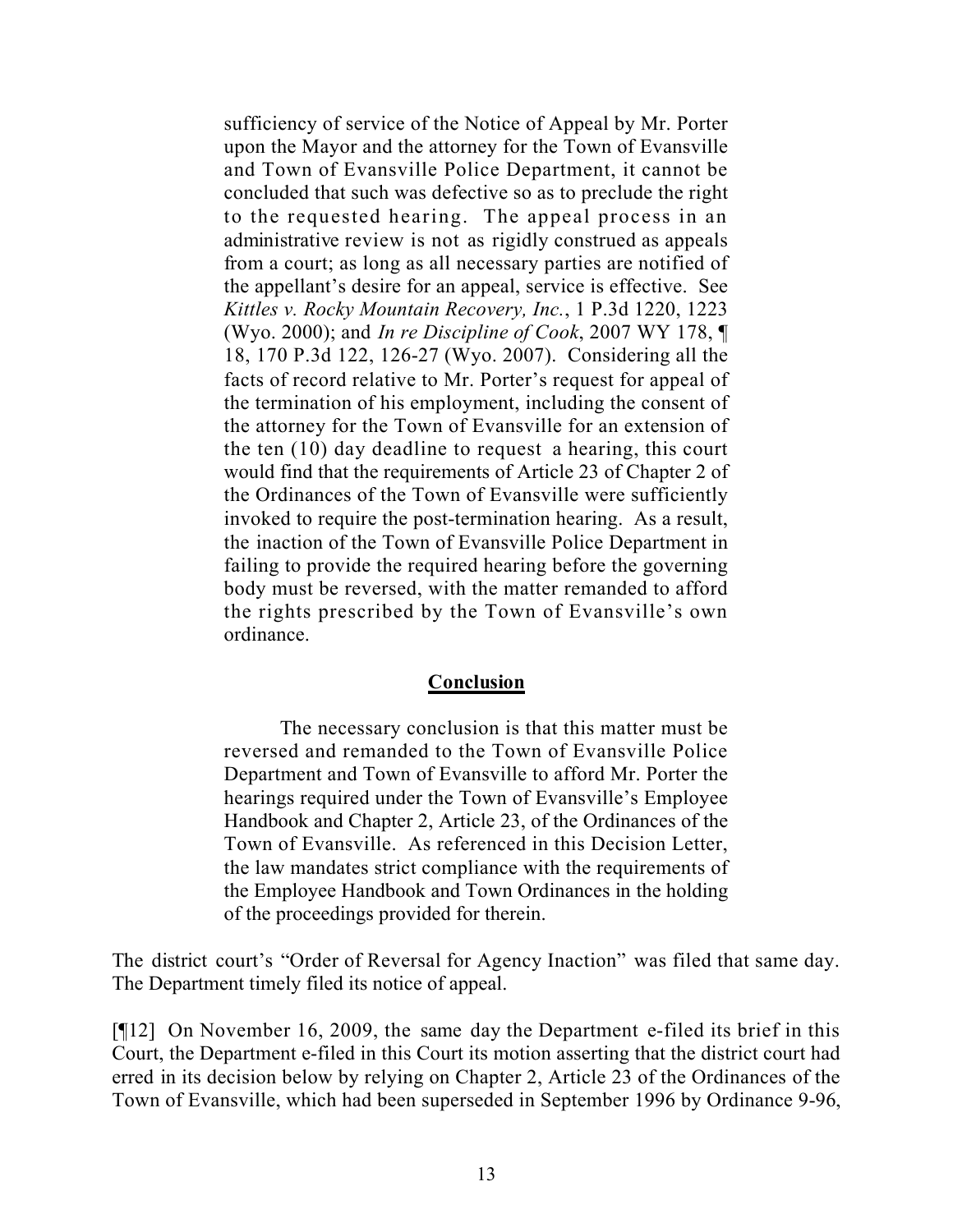> sufficiency of service of the Notice of Appeal by Mr. Porter upon the Mayor and the attorney for the Town of Evansville and Town of Evansville Police Department, it cannot be concluded that such was defective so as to preclude the right to the requested hearing. The appeal process in an administrative review is not as rigidly construed as appeals from a court; as long as all necessary parties are notified of the appellant's desire for an appeal, service is effective. See *Kittles v. Rocky Mountain Recovery, Inc.*, 1 P.3d 1220, 1223 (Wyo. 2000); and *In re Discipline of Cook*, 2007 WY 178, ¶ 18, 170 P.3d 122, 126-27 (Wyo. 2007). Considering all the facts of record relative to Mr. Porter's request for appeal of the termination of his employment, including the consent of the attorney for the Town of Evansville for an extension of the ten (10) day deadline to request a hearing, this court would find that the requirements of Article 23 of Chapter 2 of the Ordinances of the Town of Evansville were sufficiently invoked to require the post-termination hearing. As a result, the inaction of the Town of Evansville Police Department in failing to provide the required hearing before the governing body must be reversed, with the matter remanded to afford the rights prescribed by the Town of Evansville's own ordinance.
>
> **Conclusion**
>
> The necessary conclusion is that this matter must be reversed and remanded to the Town of Evansville Police Department and Town of Evansville to afford Mr. Porter the hearings required under the Town of Evansville's Employee Handbook and Chapter 2, Article 23, of the Ordinances of the Town of Evansville. As referenced in this Decision Letter, the law mandates strict compliance with the requirements of the Employee Handbook and Town Ordinances in the holding of the proceedings provided for therein.

The district court's "Order of Reversal for Agency Inaction" was filed that same day. The Department timely filed its notice of appeal.

[¶12] On November 16, 2009, the same day the Department e-filed its brief in this Court, the Department e-filed in this Court its motion asserting that the district court had erred in its decision below by relying on Chapter 2, Article 23 of the Ordinances of the Town of Evansville, which had been superseded in September 1996 by Ordinance 9-96,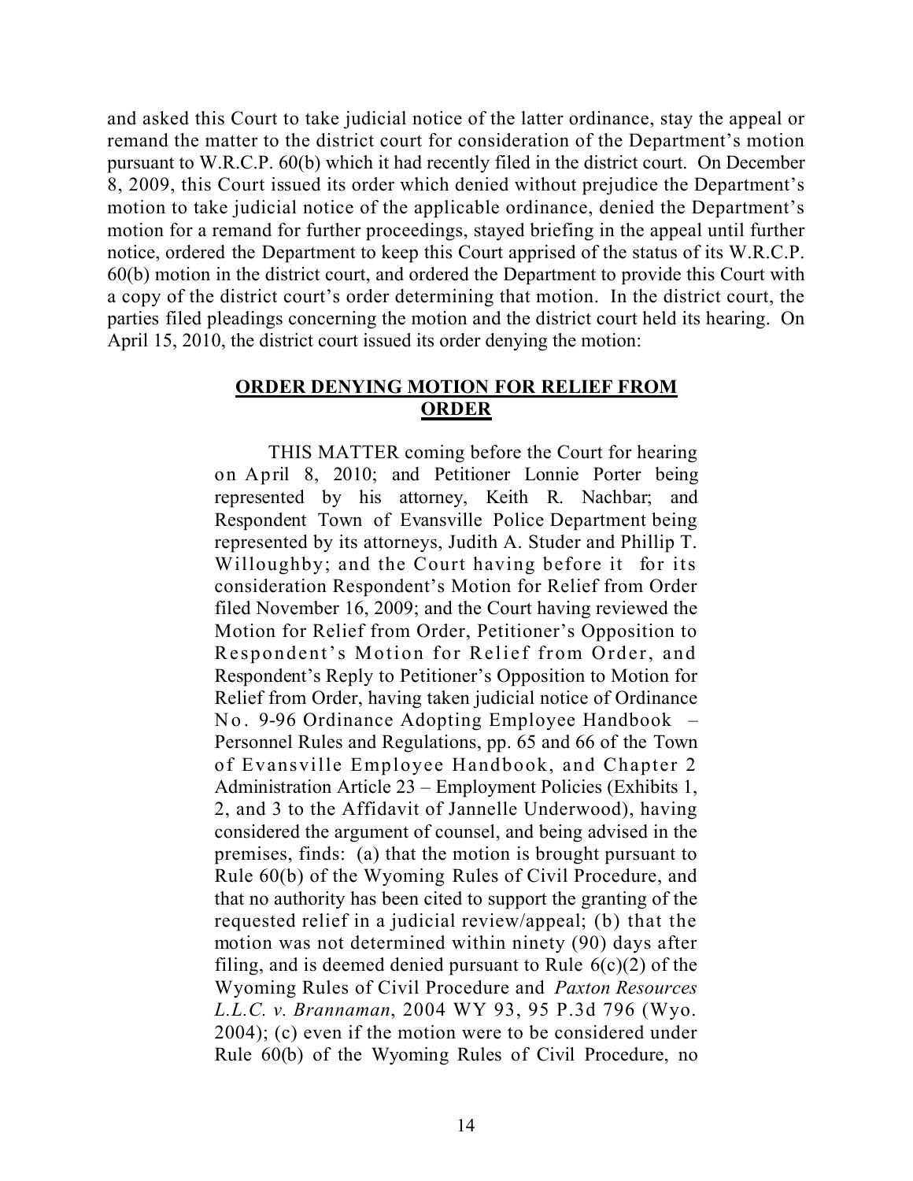and asked this Court to take judicial notice of the latter ordinance, stay the appeal or remand the matter to the district court for consideration of the Department's motion pursuant to W.R.C.P. 60(b) which it had recently filed in the district court. On December 8, 2009, this Court issued its order which denied without prejudice the Department's motion to take judicial notice of the applicable ordinance, denied the Department's motion for a remand for further proceedings, stayed briefing in the appeal until further notice, ordered the Department to keep this Court apprised of the status of its W.R.C.P. 60(b) motion in the district court, and ordered the Department to provide this Court with a copy of the district court's order determining that motion. In the district court, the parties filed pleadings concerning the motion and the district court held its hearing. On April 15, 2010, the district court issued its order denying the motion:

> **ORDER DENYING MOTION FOR RELIEF FROM ORDER**
>
> THIS MATTER coming before the Court for hearing on April 8, 2010; and Petitioner Lonnie Porter being represented by his attorney, Keith R. Nachbar; and Respondent Town of Evansville Police Department being represented by its attorneys, Judith A. Studer and Phillip T. Willoughby; and the Court having before it for its consideration Respondent's Motion for Relief from Order filed November 16, 2009; and the Court having reviewed the Motion for Relief from Order, Petitioner's Opposition to Respondent's Motion for Relief from Order, and Respondent's Reply to Petitioner's Opposition to Motion for Relief from Order, having taken judicial notice of Ordinance No. 9-96 Ordinance Adopting Employee Handbook – Personnel Rules and Regulations, pp. 65 and 66 of the Town of Evansville Employee Handbook, and Chapter 2 Administration Article 23 – Employment Policies (Exhibits 1, 2, and 3 to the Affidavit of Jannelle Underwood), having considered the argument of counsel, and being advised in the premises, finds: (a) that the motion is brought pursuant to Rule 60(b) of the Wyoming Rules of Civil Procedure, and that no authority has been cited to support the granting of the requested relief in a judicial review/appeal; (b) that the motion was not determined within ninety (90) days after filing, and is deemed denied pursuant to Rule 6(c)(2) of the Wyoming Rules of Civil Procedure and *Paxton Resources L.L.C. v. Brannaman*, 2004 WY 93, 95 P.3d 796 (Wyo. 2004); (c) even if the motion were to be considered under Rule 60(b) of the Wyoming Rules of Civil Procedure, no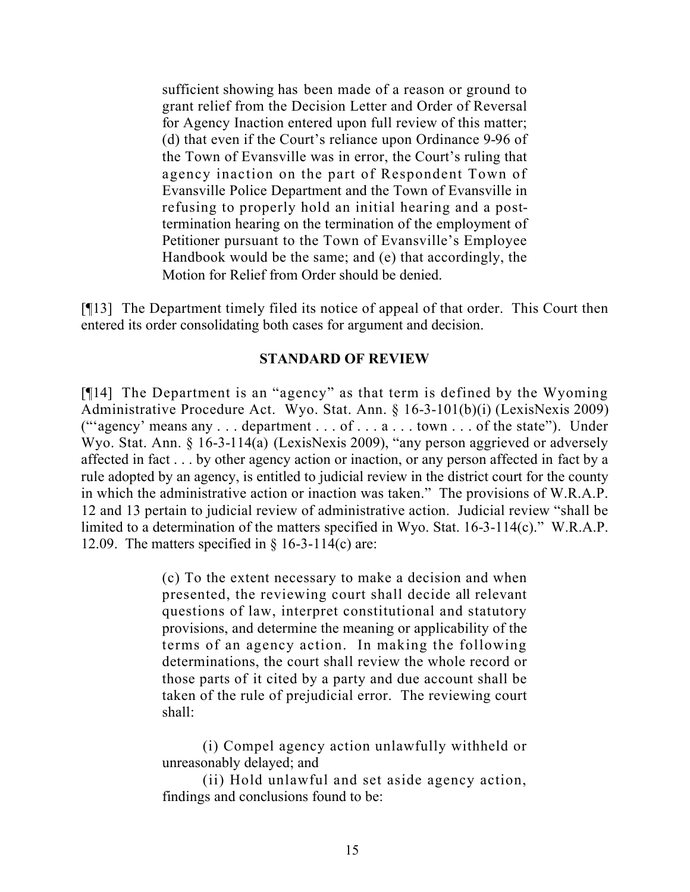> sufficient showing has been made of a reason or ground to grant relief from the Decision Letter and Order of Reversal for Agency Inaction entered upon full review of this matter; (d) that even if the Court's reliance upon Ordinance 9-96 of the Town of Evansville was in error, the Court's ruling that agency inaction on the part of Respondent Town of Evansville Police Department and the Town of Evansville in refusing to properly hold an initial hearing and a post-termination hearing on the termination of the employment of Petitioner pursuant to the Town of Evansville's Employee Handbook would be the same; and (e) that accordingly, the Motion for Relief from Order should be denied.

[¶13] The Department timely filed its notice of appeal of that order. This Court then entered its order consolidating both cases for argument and decision.

## STANDARD OF REVIEW

[¶14] The Department is an "agency" as that term is defined by the Wyoming Administrative Procedure Act. Wyo. Stat. Ann. § 16-3-101(b)(i) (LexisNexis 2009) ("'agency' means any . . . department . . . of . . . a . . . town . . . of the state"). Under Wyo. Stat. Ann. § 16-3-114(a) (LexisNexis 2009), "any person aggrieved or adversely affected in fact . . . by other agency action or inaction, or any person affected in fact by a rule adopted by an agency, is entitled to judicial review in the district court for the county in which the administrative action or inaction was taken." The provisions of W.R.A.P. 12 and 13 pertain to judicial review of administrative action. Judicial review "shall be limited to a determination of the matters specified in Wyo. Stat. 16-3-114(c)." W.R.A.P. 12.09. The matters specified in § 16-3-114(c) are:

> (c) To the extent necessary to make a decision and when presented, the reviewing court shall decide all relevant questions of law, interpret constitutional and statutory provisions, and determine the meaning or applicability of the terms of an agency action. In making the following determinations, the court shall review the whole record or those parts of it cited by a party and due account shall be taken of the rule of prejudicial error. The reviewing court shall:
>
> (i) Compel agency action unlawfully withheld or unreasonably delayed; and
>
> (ii) Hold unlawful and set aside agency action, findings and conclusions found to be: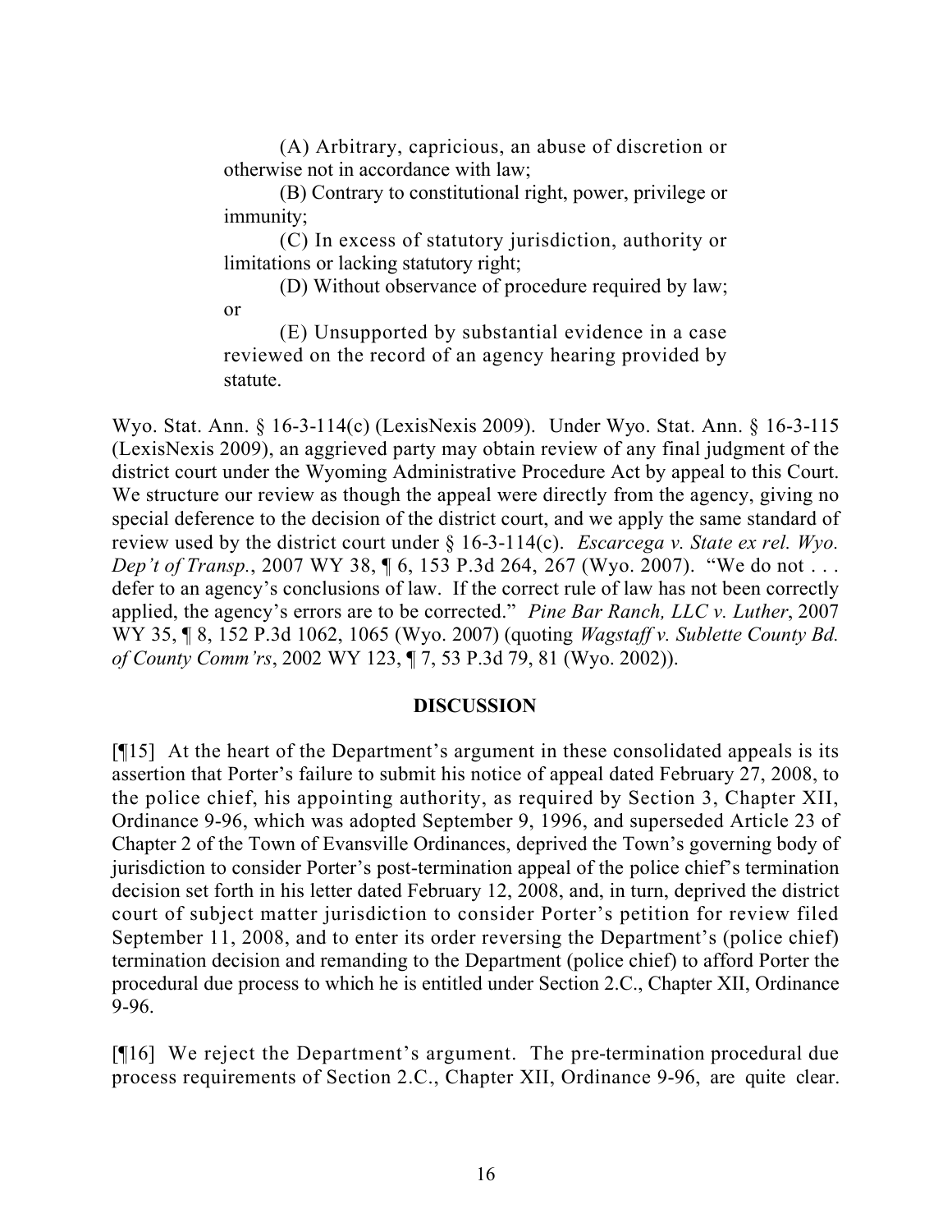(A) Arbitrary, capricious, an abuse of discretion or otherwise not in accordance with law;

(B) Contrary to constitutional right, power, privilege or immunity;

(C) In excess of statutory jurisdiction, authority or limitations or lacking statutory right;

(D) Without observance of procedure required by law; or

(E) Unsupported by substantial evidence in a case reviewed on the record of an agency hearing provided by statute.

Wyo. Stat. Ann. § 16-3-114(c) (LexisNexis 2009). Under Wyo. Stat. Ann. § 16-3-115 (LexisNexis 2009), an aggrieved party may obtain review of any final judgment of the district court under the Wyoming Administrative Procedure Act by appeal to this Court. We structure our review as though the appeal were directly from the agency, giving no special deference to the decision of the district court, and we apply the same standard of review used by the district court under § 16-3-114(c). *Escarcega v. State ex rel. Wyo. Dep't of Transp.*, 2007 WY 38, ¶ 6, 153 P.3d 264, 267 (Wyo. 2007). "We do not . . . defer to an agency's conclusions of law. If the correct rule of law has not been correctly applied, the agency's errors are to be corrected." *Pine Bar Ranch, LLC v. Luther*, 2007 WY 35, ¶ 8, 152 P.3d 1062, 1065 (Wyo. 2007) (quoting *Wagstaff v. Sublette County Bd. of County Comm'rs*, 2002 WY 123, ¶ 7, 53 P.3d 79, 81 (Wyo. 2002)).

**DISCUSSION**

[¶15] At the heart of the Department's argument in these consolidated appeals is its assertion that Porter's failure to submit his notice of appeal dated February 27, 2008, to the police chief, his appointing authority, as required by Section 3, Chapter XII, Ordinance 9-96, which was adopted September 9, 1996, and superseded Article 23 of Chapter 2 of the Town of Evansville Ordinances, deprived the Town's governing body of jurisdiction to consider Porter's post-termination appeal of the police chief's termination decision set forth in his letter dated February 12, 2008, and, in turn, deprived the district court of subject matter jurisdiction to consider Porter's petition for review filed September 11, 2008, and to enter its order reversing the Department's (police chief) termination decision and remanding to the Department (police chief) to afford Porter the procedural due process to which he is entitled under Section 2.C., Chapter XII, Ordinance 9-96.

[¶16] We reject the Department's argument. The pre-termination procedural due process requirements of Section 2.C., Chapter XII, Ordinance 9-96, are quite clear.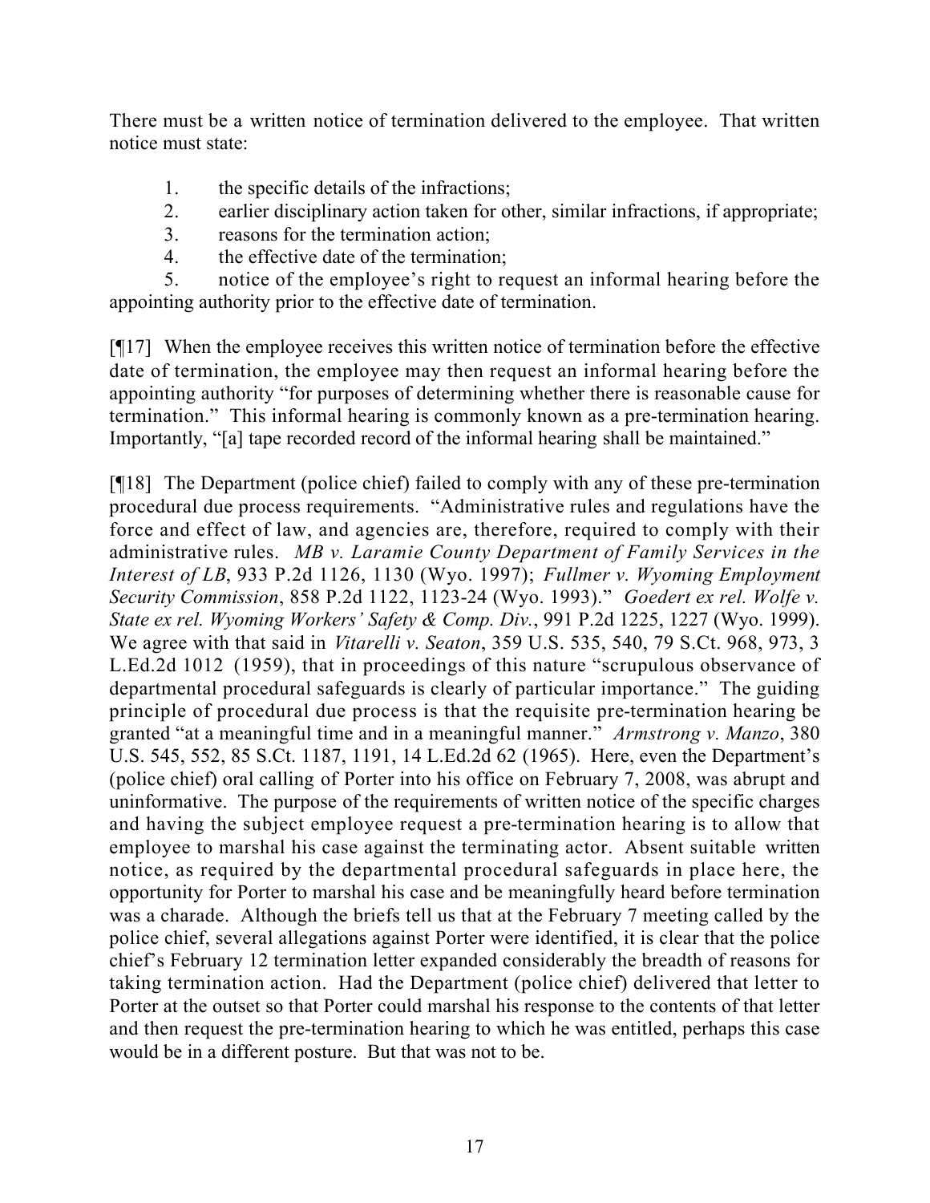There must be a written notice of termination delivered to the employee. That written notice must state:

1. the specific details of the infractions;
2. earlier disciplinary action taken for other, similar infractions, if appropriate;
3. reasons for the termination action;
4. the effective date of the termination;
5. notice of the employee's right to request an informal hearing before the appointing authority prior to the effective date of termination.

[¶17] When the employee receives this written notice of termination before the effective date of termination, the employee may then request an informal hearing before the appointing authority "for purposes of determining whether there is reasonable cause for termination." This informal hearing is commonly known as a pre-termination hearing. Importantly, "[a] tape recorded record of the informal hearing shall be maintained."

[¶18] The Department (police chief) failed to comply with any of these pre-termination procedural due process requirements. "Administrative rules and regulations have the force and effect of law, and agencies are, therefore, required to comply with their administrative rules. *MB v. Laramie County Department of Family Services in the Interest of LB*, 933 P.2d 1126, 1130 (Wyo. 1997); *Fullmer v. Wyoming Employment Security Commission*, 858 P.2d 1122, 1123-24 (Wyo. 1993)." *Goedert ex rel. Wolfe v. State ex rel. Wyoming Workers' Safety & Comp. Div.*, 991 P.2d 1225, 1227 (Wyo. 1999). We agree with that said in *Vitarelli v. Seaton*, 359 U.S. 535, 540, 79 S.Ct. 968, 973, 3 L.Ed.2d 1012 (1959), that in proceedings of this nature "scrupulous observance of departmental procedural safeguards is clearly of particular importance." The guiding principle of procedural due process is that the requisite pre-termination hearing be granted "at a meaningful time and in a meaningful manner." *Armstrong v. Manzo*, 380 U.S. 545, 552, 85 S.Ct. 1187, 1191, 14 L.Ed.2d 62 (1965). Here, even the Department's (police chief) oral calling of Porter into his office on February 7, 2008, was abrupt and uninformative. The purpose of the requirements of written notice of the specific charges and having the subject employee request a pre-termination hearing is to allow that employee to marshal his case against the terminating actor. Absent suitable written notice, as required by the departmental procedural safeguards in place here, the opportunity for Porter to marshal his case and be meaningfully heard before termination was a charade. Although the briefs tell us that at the February 7 meeting called by the police chief, several allegations against Porter were identified, it is clear that the police chief's February 12 termination letter expanded considerably the breadth of reasons for taking termination action. Had the Department (police chief) delivered that letter to Porter at the outset so that Porter could marshal his response to the contents of that letter and then request the pre-termination hearing to which he was entitled, perhaps this case would be in a different posture. But that was not to be.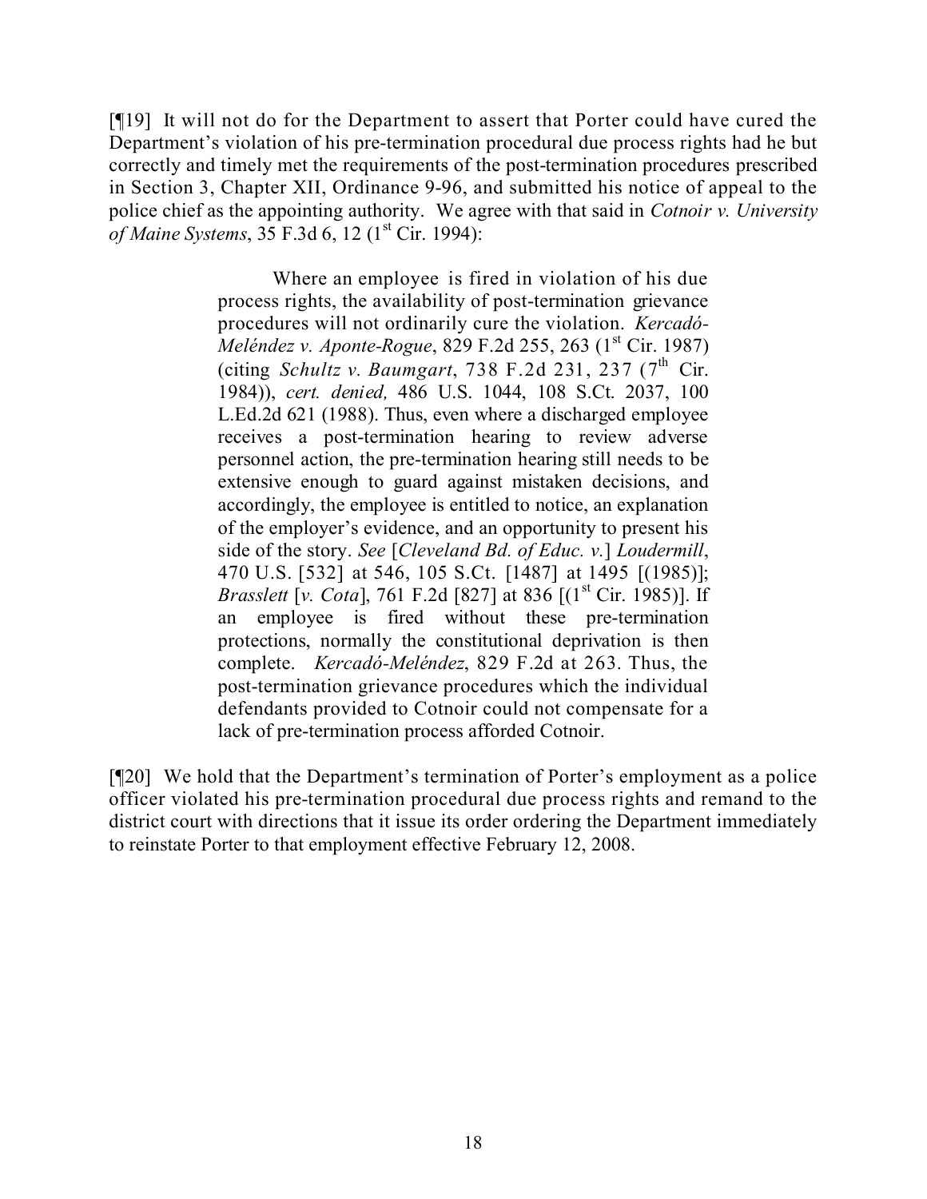[¶19] It will not do for the Department to assert that Porter could have cured the Department's violation of his pre-termination procedural due process rights had he but correctly and timely met the requirements of the post-termination procedures prescribed in Section 3, Chapter XII, Ordinance 9-96, and submitted his notice of appeal to the police chief as the appointing authority. We agree with that said in *Cotnoir v. University of Maine Systems*, 35 F.3d 6, 12 (1st Cir. 1994):

> Where an employee is fired in violation of his due process rights, the availability of post-termination grievance procedures will not ordinarily cure the violation. *Kercadó-Meléndez v. Aponte-Rogue*, 829 F.2d 255, 263 (1st Cir. 1987) (citing *Schultz v. Baumgart*, 738 F.2d 231, 237 (7th Cir. 1984)), *cert. denied,* 486 U.S. 1044, 108 S.Ct. 2037, 100 L.Ed.2d 621 (1988). Thus, even where a discharged employee receives a post-termination hearing to review adverse personnel action, the pre-termination hearing still needs to be extensive enough to guard against mistaken decisions, and accordingly, the employee is entitled to notice, an explanation of the employer's evidence, and an opportunity to present his side of the story. *See* [*Cleveland Bd. of Educ. v.*] *Loudermill*, 470 U.S. [532] at 546, 105 S.Ct. [1487] at 1495 [(1985)]; *Brasslett* [*v. Cota*], 761 F.2d [827] at 836 [(1st Cir. 1985)]. If an employee is fired without these pre-termination protections, normally the constitutional deprivation is then complete. *Kercadó-Meléndez*, 829 F.2d at 263. Thus, the post-termination grievance procedures which the individual defendants provided to Cotnoir could not compensate for a lack of pre-termination process afforded Cotnoir.

[¶20] We hold that the Department's termination of Porter's employment as a police officer violated his pre-termination procedural due process rights and remand to the district court with directions that it issue its order ordering the Department immediately to reinstate Porter to that employment effective February 12, 2008.